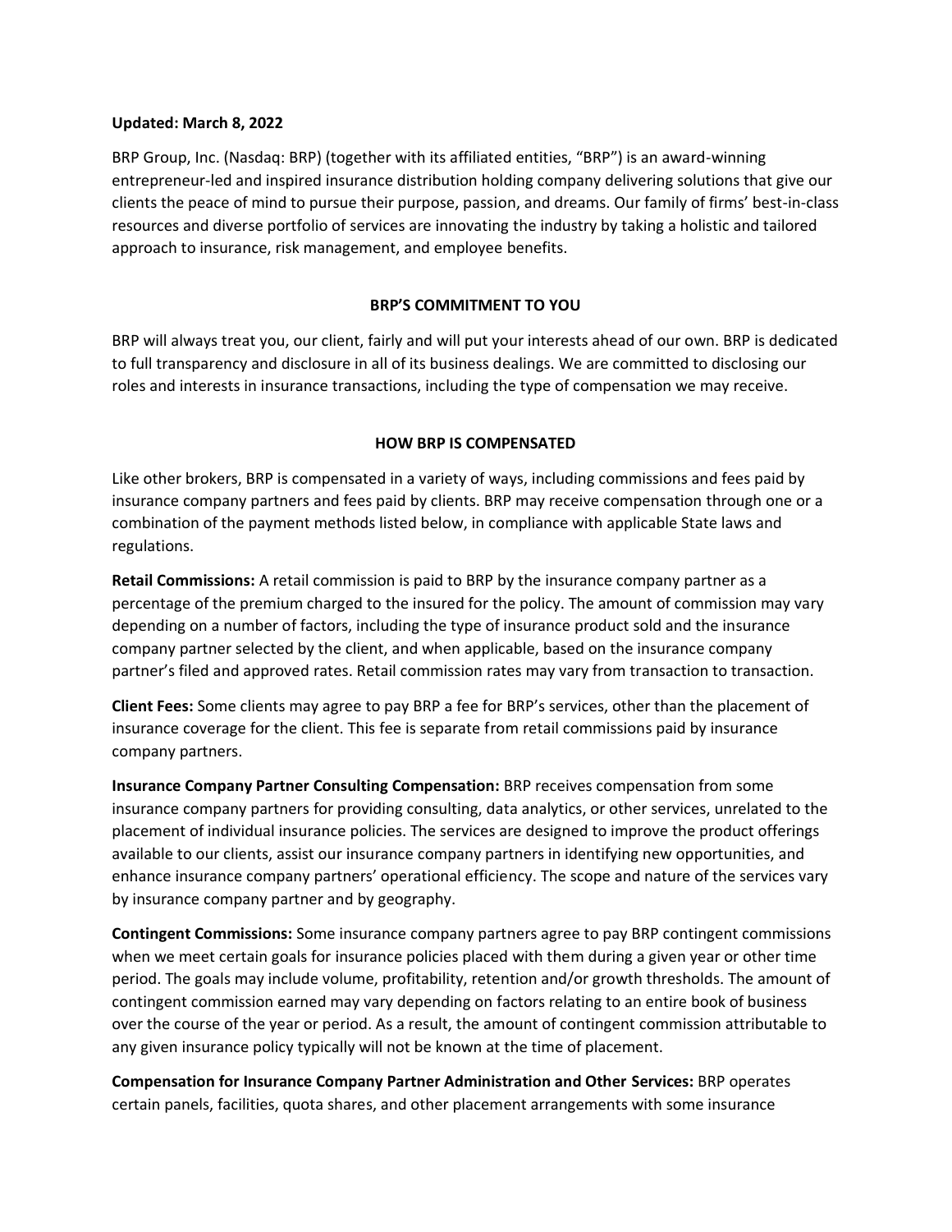**Updated: March 8, 2022**

BRP Group, Inc. (Nasdaq: BRP) (together with its affiliated entities, "BRP") is an award-winning entrepreneur-led and inspired insurance distribution holding company delivering solutions that give our clients the peace of mind to pursue their purpose, passion, and dreams. Our family of firms' best-in-class resources and diverse portfolio of services are innovating the industry by taking a holistic and tailored approach to insurance, risk management, and employee benefits.

## BRP'S COMMITMENT TO YOU

BRP will always treat you, our client, fairly and will put your interests ahead of our own. BRP is dedicated to full transparency and disclosure in all of its business dealings. We are committed to disclosing our roles and interests in insurance transactions, including the type of compensation we may receive.

## HOW BRP IS COMPENSATED

Like other brokers, BRP is compensated in a variety of ways, including commissions and fees paid by insurance company partners and fees paid by clients. BRP may receive compensation through one or a combination of the payment methods listed below, in compliance with applicable State laws and regulations.

**Retail Commissions:** A retail commission is paid to BRP by the insurance company partner as a percentage of the premium charged to the insured for the policy. The amount of commission may vary depending on a number of factors, including the type of insurance product sold and the insurance company partner selected by the client, and when applicable, based on the insurance company partner's filed and approved rates. Retail commission rates may vary from transaction to transaction.

**Client Fees:** Some clients may agree to pay BRP a fee for BRP's services, other than the placement of insurance coverage for the client. This fee is separate from retail commissions paid by insurance company partners.

**Insurance Company Partner Consulting Compensation:** BRP receives compensation from some insurance company partners for providing consulting, data analytics, or other services, unrelated to the placement of individual insurance policies. The services are designed to improve the product offerings available to our clients, assist our insurance company partners in identifying new opportunities, and enhance insurance company partners' operational efficiency. The scope and nature of the services vary by insurance company partner and by geography.

**Contingent Commissions:** Some insurance company partners agree to pay BRP contingent commissions when we meet certain goals for insurance policies placed with them during a given year or other time period. The goals may include volume, profitability, retention and/or growth thresholds. The amount of contingent commission earned may vary depending on factors relating to an entire book of business over the course of the year or period. As a result, the amount of contingent commission attributable to any given insurance policy typically will not be known at the time of placement.

**Compensation for Insurance Company Partner Administration and Other Services:** BRP operates certain panels, facilities, quota shares, and other placement arrangements with some insurance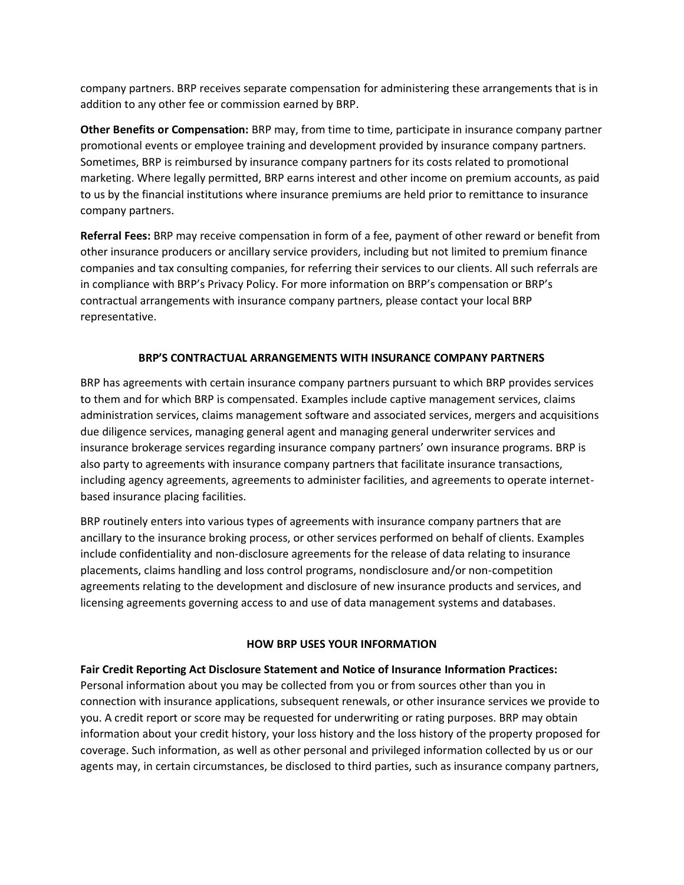company partners. BRP receives separate compensation for administering these arrangements that is in addition to any other fee or commission earned by BRP.

**Other Benefits or Compensation:** BRP may, from time to time, participate in insurance company partner promotional events or employee training and development provided by insurance company partners. Sometimes, BRP is reimbursed by insurance company partners for its costs related to promotional marketing. Where legally permitted, BRP earns interest and other income on premium accounts, as paid to us by the financial institutions where insurance premiums are held prior to remittance to insurance company partners.

**Referral Fees:** BRP may receive compensation in form of a fee, payment of other reward or benefit from other insurance producers or ancillary service providers, including but not limited to premium finance companies and tax consulting companies, for referring their services to our clients. All such referrals are in compliance with BRP's Privacy Policy. For more information on BRP's compensation or BRP's contractual arrangements with insurance company partners, please contact your local BRP representative.

## BRP'S CONTRACTUAL ARRANGEMENTS WITH INSURANCE COMPANY PARTNERS

BRP has agreements with certain insurance company partners pursuant to which BRP provides services to them and for which BRP is compensated. Examples include captive management services, claims administration services, claims management software and associated services, mergers and acquisitions due diligence services, managing general agent and managing general underwriter services and insurance brokerage services regarding insurance company partners' own insurance programs. BRP is also party to agreements with insurance company partners that facilitate insurance transactions, including agency agreements, agreements to administer facilities, and agreements to operate internet-based insurance placing facilities.

BRP routinely enters into various types of agreements with insurance company partners that are ancillary to the insurance broking process, or other services performed on behalf of clients. Examples include confidentiality and non-disclosure agreements for the release of data relating to insurance placements, claims handling and loss control programs, nondisclosure and/or non-competition agreements relating to the development and disclosure of new insurance products and services, and licensing agreements governing access to and use of data management systems and databases.

## HOW BRP USES YOUR INFORMATION

**Fair Credit Reporting Act Disclosure Statement and Notice of Insurance Information Practices:** Personal information about you may be collected from you or from sources other than you in connection with insurance applications, subsequent renewals, or other insurance services we provide to you. A credit report or score may be requested for underwriting or rating purposes. BRP may obtain information about your credit history, your loss history and the loss history of the property proposed for coverage. Such information, as well as other personal and privileged information collected by us or our agents may, in certain circumstances, be disclosed to third parties, such as insurance company partners,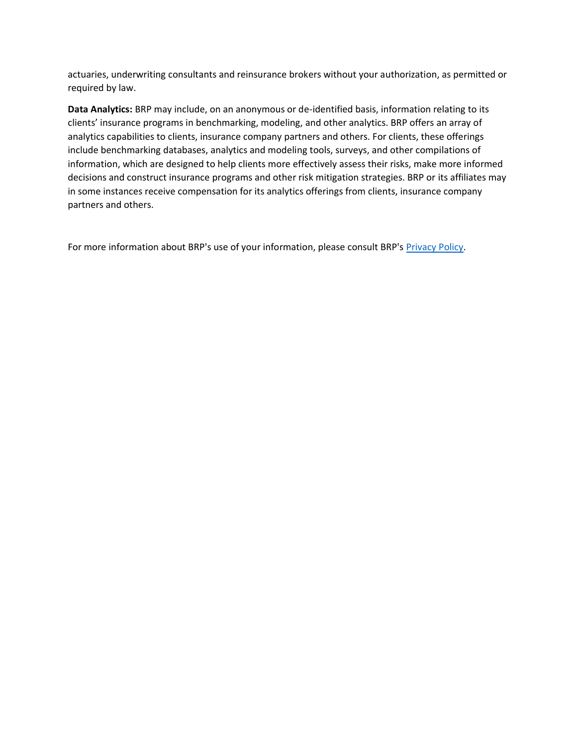actuaries, underwriting consultants and reinsurance brokers without your authorization, as permitted or required by law.

**Data Analytics:** BRP may include, on an anonymous or de-identified basis, information relating to its clients' insurance programs in benchmarking, modeling, and other analytics. BRP offers an array of analytics capabilities to clients, insurance company partners and others. For clients, these offerings include benchmarking databases, analytics and modeling tools, surveys, and other compilations of information, which are designed to help clients more effectively assess their risks, make more informed decisions and construct insurance programs and other risk mitigation strategies. BRP or its affiliates may in some instances receive compensation for its analytics offerings from clients, insurance company partners and others.

For more information about BRP's use of your information, please consult BRP's Privacy Policy.